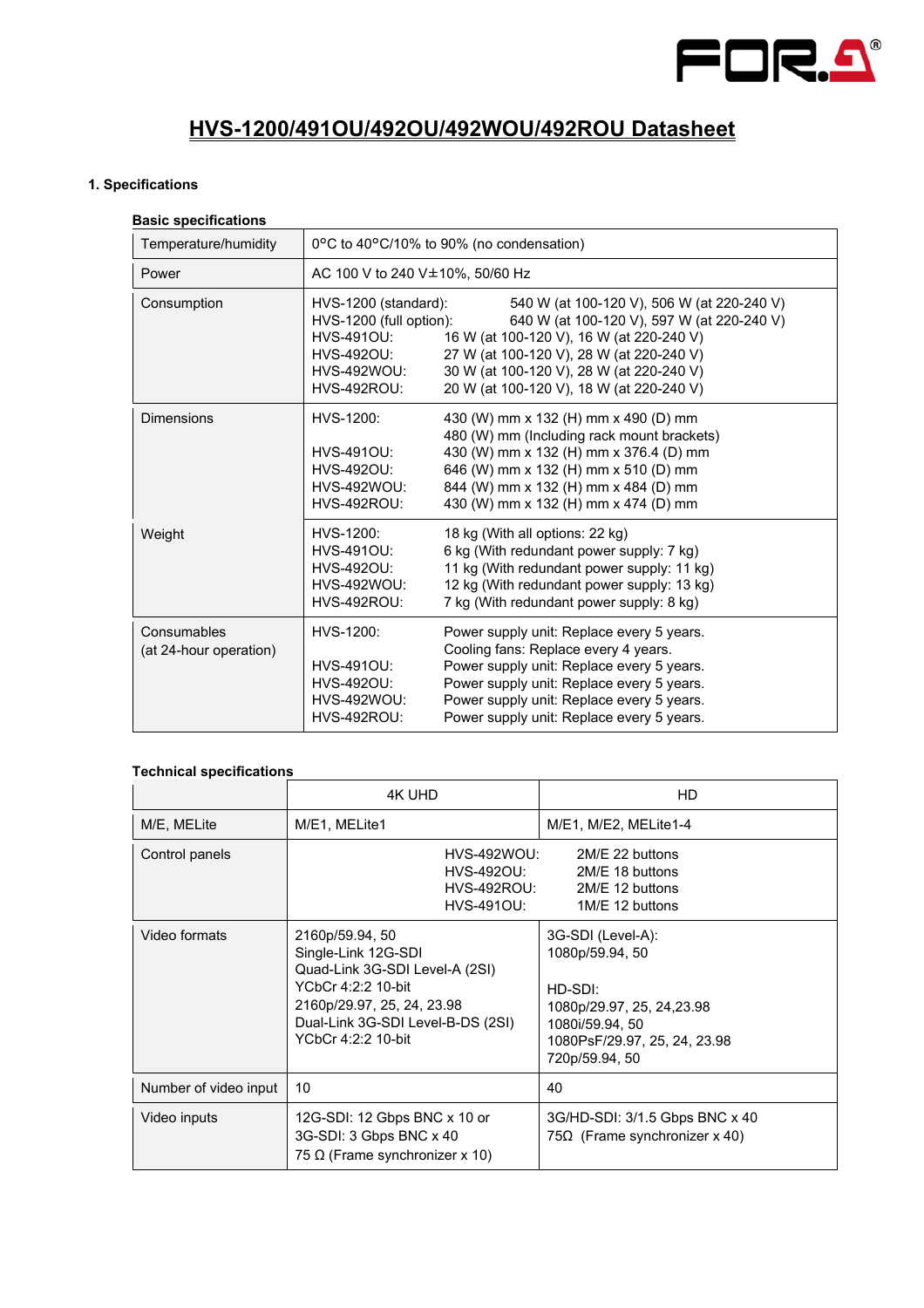# HVS-1200/491OU/492OU/492WOU/492ROU Datasheet

## 1. Specifications

### Basic specifications

| | |
|---|---|
| Temperature/humidity | 0°C to 40°C/10% to 90% (no condensation) |
| Power | AC 100 V to 240 V±10%, 50/60 Hz |
| Consumption | HVS-1200 (standard): 540 W (at 100-120 V), 506 W (at 220-240 V)<br>HVS-1200 (full option): 640 W (at 100-120 V), 597 W (at 220-240 V)<br>HVS-491OU: 16 W (at 100-120 V), 16 W (at 220-240 V)<br>HVS-492OU: 27 W (at 100-120 V), 28 W (at 220-240 V)<br>HVS-492WOU: 30 W (at 100-120 V), 28 W (at 220-240 V)<br>HVS-492ROU: 20 W (at 100-120 V), 18 W (at 220-240 V) |
| Dimensions | HVS-1200: 430 (W) mm x 132 (H) mm x 490 (D) mm<br>480 (W) mm (Including rack mount brackets)<br>HVS-491OU: 430 (W) mm x 132 (H) mm x 376.4 (D) mm<br>HVS-492OU: 646 (W) mm x 132 (H) mm x 510 (D) mm<br>HVS-492WOU: 844 (W) mm x 132 (H) mm x 484 (D) mm<br>HVS-492ROU: 430 (W) mm x 132 (H) mm x 474 (D) mm |
| Weight | HVS-1200: 18 kg (With all options: 22 kg)<br>HVS-491OU: 6 kg (With redundant power supply: 7 kg)<br>HVS-492OU: 11 kg (With redundant power supply: 11 kg)<br>HVS-492WOU: 12 kg (With redundant power supply: 13 kg)<br>HVS-492ROU: 7 kg (With redundant power supply: 8 kg) |
| Consumables<br>(at 24-hour operation) | HVS-1200: Power supply unit: Replace every 5 years.<br>Cooling fans: Replace every 4 years.<br>HVS-491OU: Power supply unit: Replace every 5 years.<br>HVS-492OU: Power supply unit: Replace every 5 years.<br>HVS-492WOU: Power supply unit: Replace every 5 years.<br>HVS-492ROU: Power supply unit: Replace every 5 years. |

### Technical specifications

| | 4K UHD | HD |
|---|---|---|
| M/E, MELite | M/E1, MELite1 | M/E1, M/E2, MELite1-4 |
| Control panels | HVS-492WOU: 2M/E 22 buttons<br>HVS-492OU: 2M/E 18 buttons<br>HVS-492ROU: 2M/E 12 buttons<br>HVS-491OU: 1M/E 12 buttons | |
| Video formats | 2160p/59.94, 50<br>Single-Link 12G-SDI<br>Quad-Link 3G-SDI Level-A (2SI)<br>YCbCr 4:2:2 10-bit<br>2160p/29.97, 25, 24, 23.98<br>Dual-Link 3G-SDI Level-B-DS (2SI)<br>YCbCr 4:2:2 10-bit | 3G-SDI (Level-A):<br>1080p/59.94, 50<br><br>HD-SDI:<br>1080p/29.97, 25, 24,23.98<br>1080i/59.94, 50<br>1080PsF/29.97, 25, 24, 23.98<br>720p/59.94, 50 |
| Number of video input | 10 | 40 |
| Video inputs | 12G-SDI: 12 Gbps BNC x 10 or<br>3G-SDI: 3 Gbps BNC x 40<br>75 Ω (Frame synchronizer x 10) | 3G/HD-SDI: 3/1.5 Gbps BNC x 40<br>75Ω (Frame synchronizer x 40) |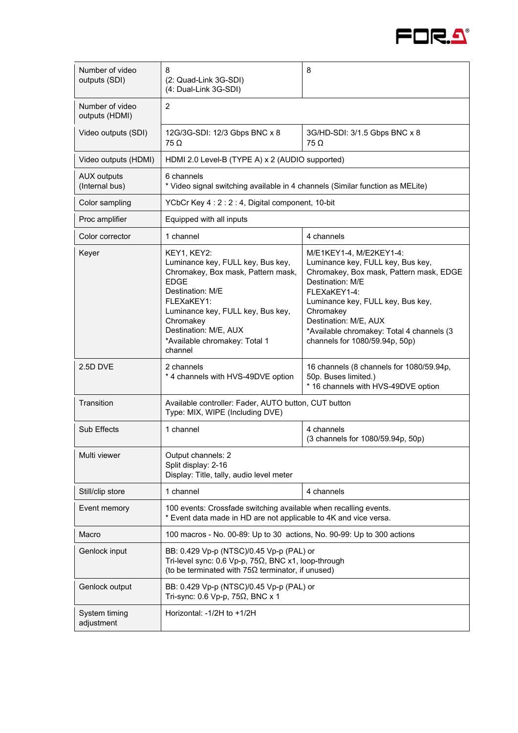| | | |
|---|---|---|
| Number of video outputs (SDI) | 8<br>(2: Quad-Link 3G-SDI)<br>(4: Dual-Link 3G-SDI) | 8 |
| Number of video outputs (HDMI) | 2 | |
| Video outputs (SDI) | 12G/3G-SDI: 12/3 Gbps BNC x 8<br>75 Ω | 3G/HD-SDI: 3/1.5 Gbps BNC x 8<br>75 Ω |
| Video outputs (HDMI) | HDMI 2.0 Level-B (TYPE A) x 2 (AUDIO supported) | |
| AUX outputs (Internal bus) | 6 channels<br>* Video signal switching available in 4 channels (Similar function as MELite) | |
| Color sampling | YCbCr Key 4 : 2 : 2 : 4, Digital component, 10-bit | |
| Proc amplifier | Equipped with all inputs | |
| Color corrector | 1 channel | 4 channels |
| Keyer | KEY1, KEY2:<br>Luminance key, FULL key, Bus key, Chromakey, Box mask, Pattern mask, EDGE<br>Destination: M/E<br>FLEXaKEY1:<br>Luminance key, FULL key, Bus key, Chromakey<br>Destination: M/E, AUX<br>*Available chromakey: Total 1 channel | M/E1KEY1-4, M/E2KEY1-4:<br>Luminance key, FULL key, Bus key, Chromakey, Box mask, Pattern mask, EDGE<br>Destination: M/E<br>FLEXaKEY1-4:<br>Luminance key, FULL key, Bus key, Chromakey<br>Destination: M/E, AUX<br>*Available chromakey: Total 4 channels (3 channels for 1080/59.94p, 50p) |
| 2.5D DVE | 2 channels<br>* 4 channels with HVS-49DVE option | 16 channels (8 channels for 1080/59.94p, 50p. Buses limited.)<br>* 16 channels with HVS-49DVE option |
| Transition | Available controller: Fader, AUTO button, CUT button<br>Type: MIX, WIPE (Including DVE) | |
| Sub Effects | 1 channel | 4 channels<br>(3 channels for 1080/59.94p, 50p) |
| Multi viewer | Output channels: 2<br>Split display: 2-16<br>Display: Title, tally, audio level meter | |
| Still/clip store | 1 channel | 4 channels |
| Event memory | 100 events: Crossfade switching available when recalling events.<br>* Event data made in HD are not applicable to 4K and vice versa. | |
| Macro | 100 macros - No. 00-89: Up to 30 actions, No. 90-99: Up to 300 actions | |
| Genlock input | BB: 0.429 Vp-p (NTSC)/0.45 Vp-p (PAL) or<br>Tri-level sync: 0.6 Vp-p, 75Ω, BNC x1, loop-through<br>(to be terminated with 75Ω terminator, if unused) | |
| Genlock output | BB: 0.429 Vp-p (NTSC)/0.45 Vp-p (PAL) or<br>Tri-sync: 0.6 Vp-p, 75Ω, BNC x 1 | |
| System timing adjustment | Horizontal: -1/2H to +1/2H | |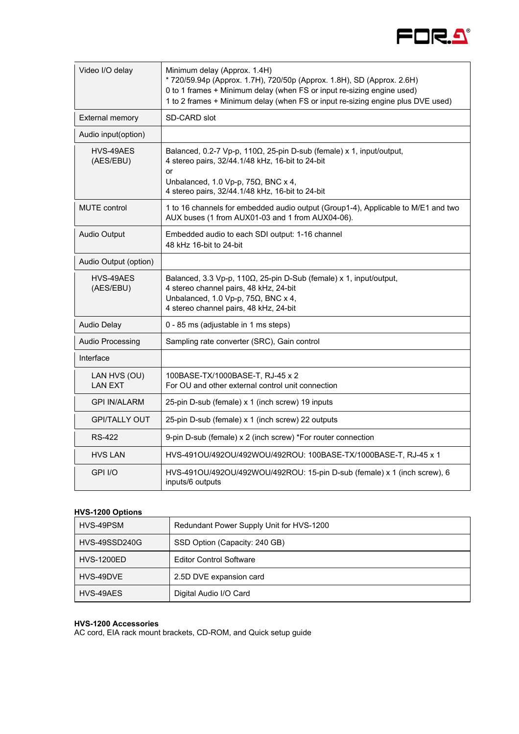| | |
|---|---|
| Video I/O delay | Minimum delay (Approx. 1.4H)<br>* 720/59.94p (Approx. 1.7H), 720/50p (Approx. 1.8H), SD (Approx. 2.6H)<br>0 to 1 frames + Minimum delay (when FS or input re-sizing engine used)<br>1 to 2 frames + Minimum delay (when FS or input re-sizing engine plus DVE used) |
| External memory | SD-CARD slot |
| Audio input(option) | |
| HVS-49AES (AES/EBU) | Balanced, 0.2-7 Vp-p, 110Ω, 25-pin D-sub (female) x 1, input/output,<br>4 stereo pairs, 32/44.1/48 kHz, 16-bit to 24-bit<br>or<br>Unbalanced, 1.0 Vp-p, 75Ω, BNC x 4,<br>4 stereo pairs, 32/44.1/48 kHz, 16-bit to 24-bit |
| MUTE control | 1 to 16 channels for embedded audio output (Group1-4), Applicable to M/E1 and two AUX buses (1 from AUX01-03 and 1 from AUX04-06). |
| Audio Output | Embedded audio to each SDI output: 1-16 channel<br>48 kHz 16-bit to 24-bit |
| Audio Output (option) | |
| HVS-49AES (AES/EBU) | Balanced, 3.3 Vp-p, 110Ω, 25-pin D-Sub (female) x 1, input/output,<br>4 stereo channel pairs, 48 kHz, 24-bit<br>Unbalanced, 1.0 Vp-p, 75Ω, BNC x 4,<br>4 stereo channel pairs, 48 kHz, 24-bit |
| Audio Delay | 0 - 85 ms (adjustable in 1 ms steps) |
| Audio Processing | Sampling rate converter (SRC), Gain control |
| Interface | |
| LAN HVS (OU)<br>LAN EXT | 100BASE-TX/1000BASE-T, RJ-45 x 2<br>For OU and other external control unit connection |
| GPI IN/ALARM | 25-pin D-sub (female) x 1 (inch screw) 19 inputs |
| GPI/TALLY OUT | 25-pin D-sub (female) x 1 (inch screw) 22 outputs |
| RS-422 | 9-pin D-sub (female) x 2 (inch screw) *For router connection |
| HVS LAN | HVS-491OU/492OU/492WOU/492ROU: 100BASE-TX/1000BASE-T, RJ-45 x 1 |
| GPI I/O | HVS-491OU/492OU/492WOU/492ROU: 15-pin D-sub (female) x 1 (inch screw), 6 inputs/6 outputs |

**HVS-1200 Options**

| | |
|---|---|
| HVS-49PSM | Redundant Power Supply Unit for HVS-1200 |
| HVS-49SSD240G | SSD Option (Capacity: 240 GB) |
| HVS-1200ED | Editor Control Software |
| HVS-49DVE | 2.5D DVE expansion card |
| HVS-49AES | Digital Audio I/O Card |

**HVS-1200 Accessories**
AC cord, EIA rack mount brackets, CD-ROM, and Quick setup guide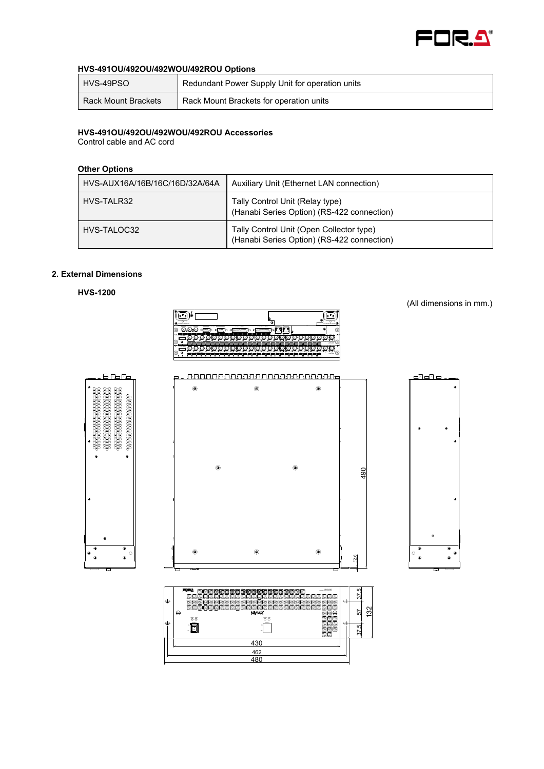**HVS-491OU/492OU/492WOU/492ROU Options**

| | |
|---|---|
| HVS-49PSO | Redundant Power Supply Unit for operation units |
| Rack Mount Brackets | Rack Mount Brackets for operation units |

**HVS-491OU/492OU/492WOU/492ROU Accessories**

Control cable and AC cord

**Other Options**

| | |
|---|---|
| HVS-AUX16A/16B/16C/16D/32A/64A | Auxiliary Unit (Ethernet LAN connection) |
| HVS-TALR32 | Tally Control Unit (Relay type)<br>(Hanabi Series Option) (RS-422 connection) |
| HVS-TALOC32 | Tally Control Unit (Open Collector type)<br>(Hanabi Series Option) (RS-422 connection) |

## 2. External Dimensions

### HVS-1200

(All dimensions in mm.)

490

2.6

37.5

57

37.5

132

430

462

480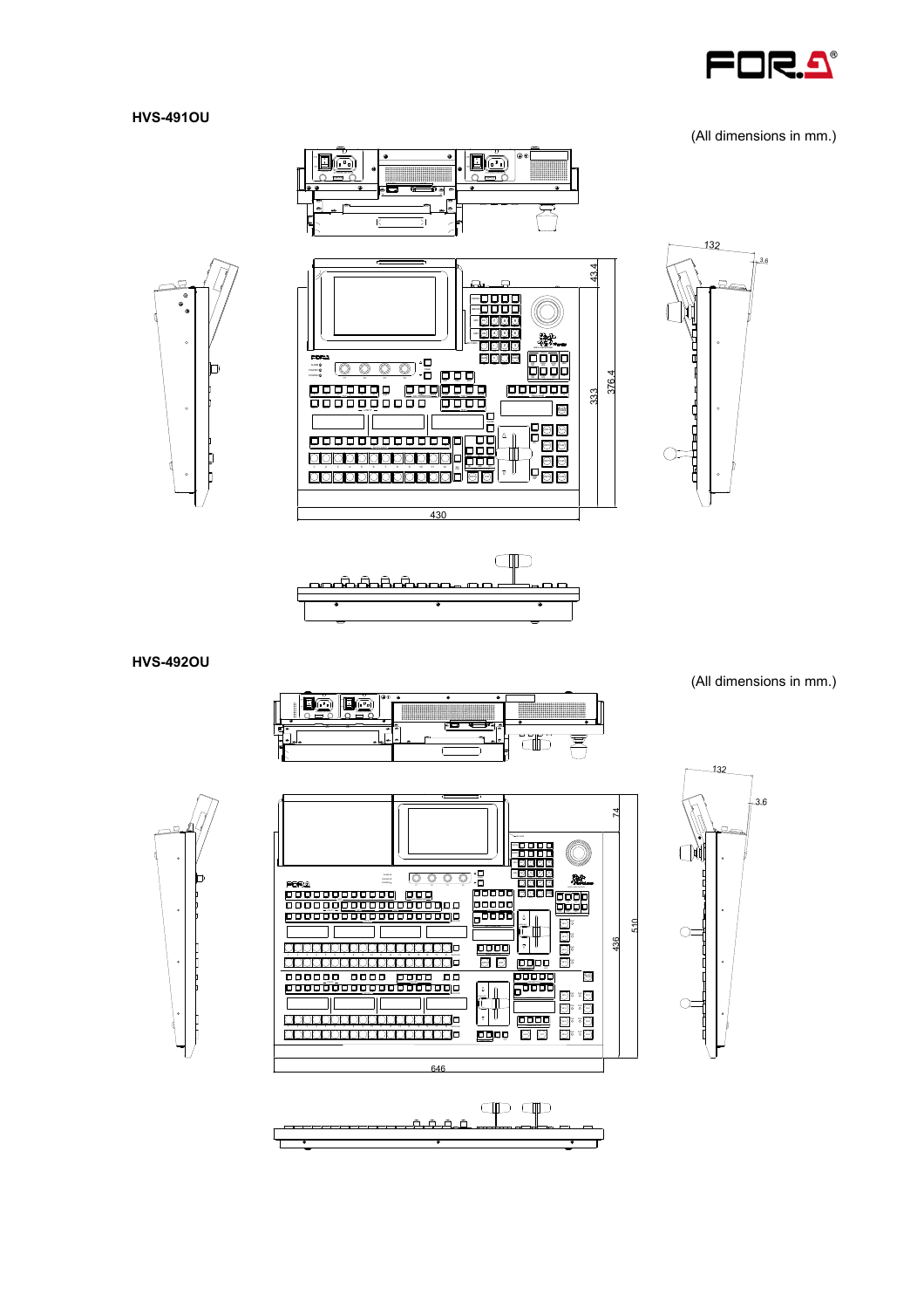## HVS-491OU

(All dimensions in mm.)

## HVS-492OU

(All dimensions in mm.)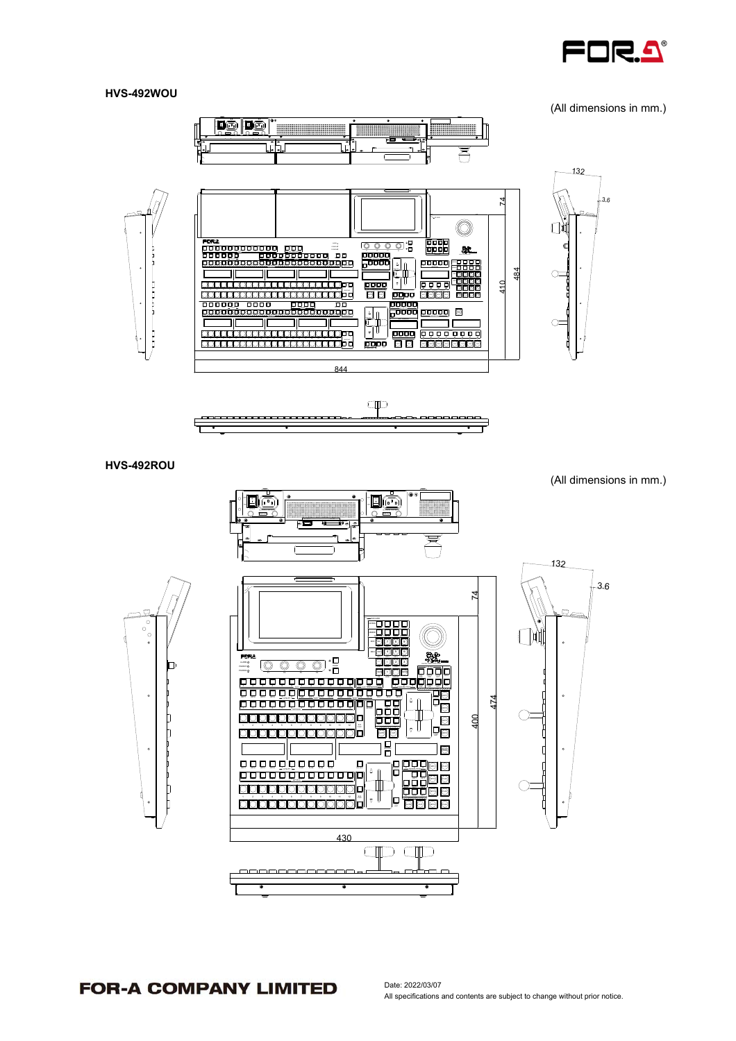## HVS-492WOU

(All dimensions in mm.)

132

3.6

74

484

410

844

## HVS-492ROU

(All dimensions in mm.)

132

3.6

74

474

400

430

**FOR-A COMPANY LIMITED**

Date: 2022/03/07
All specifications and contents are subject to change without prior notice.